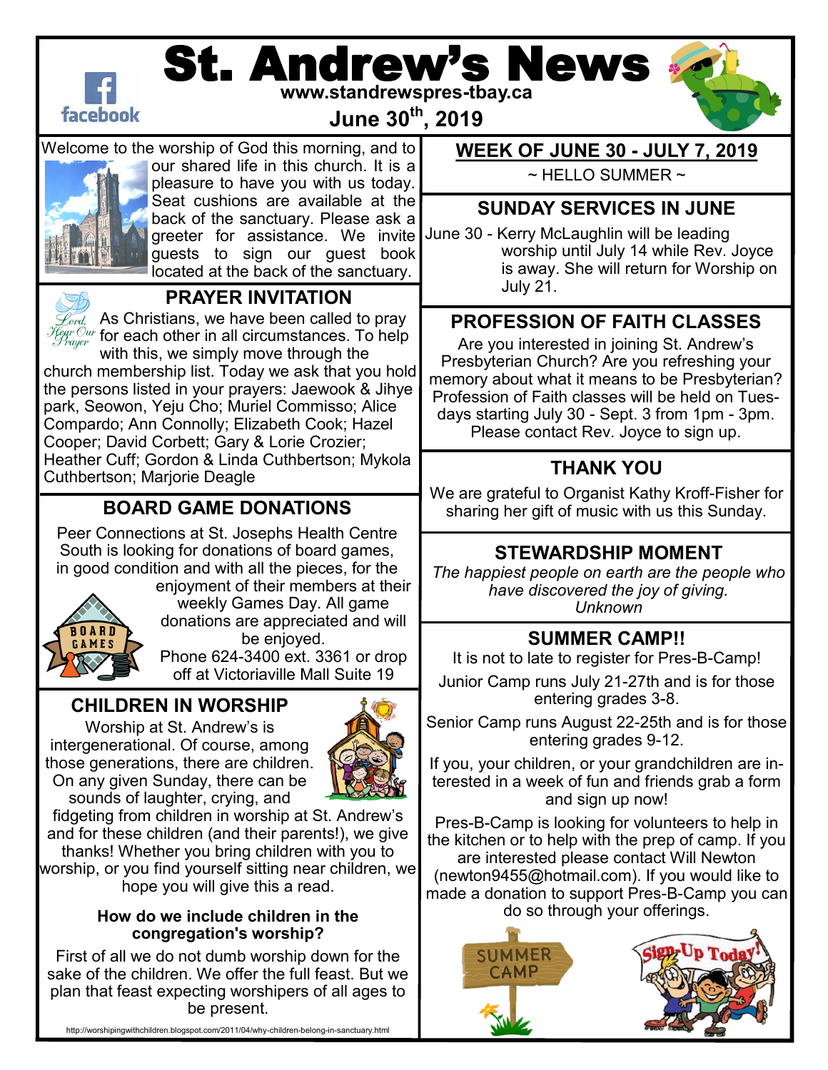# St. Andrew's News

**www.standrewspres-tbay.ca**

**June 30th, 2019**

Welcome to the worship of God this morning, and to our shared life in this church. It is a pleasure to have you with us today. Seat cushions are available at the back of the sanctuary. Please ask a greeter for assistance. We invite guests to sign our guest book located at the back of the sanctuary.

## PRAYER INVITATION

As Christians, we have been called to pray for each other in all circumstances. To help with this, we simply move through the church membership list. Today we ask that you hold the persons listed in your prayers: Jaewook & Jihye park, Seowon, Yeju Cho; Muriel Commisso; Alice Compardo; Ann Connolly; Elizabeth Cook; Hazel Cooper; David Corbett; Gary & Lorie Crozier; Heather Cuff; Gordon & Linda Cuthbertson; Mykola Cuthbertson; Marjorie Deagle

## BOARD GAME DONATIONS

Peer Connections at St. Josephs Health Centre South is looking for donations of board games, in good condition and with all the pieces, for the enjoyment of their members at their weekly Games Day. All game donations are appreciated and will be enjoyed.
Phone 624-3400 ext. 3361 or drop off at Victoriaville Mall Suite 19

## CHILDREN IN WORSHIP

Worship at St. Andrew's is intergenerational. Of course, among those generations, there are children. On any given Sunday, there can be sounds of laughter, crying, and fidgeting from children in worship at St. Andrew's and for these children (and their parents!), we give thanks! Whether you bring children with you to worship, or you find yourself sitting near children, we hope you will give this a read.

**How do we include children in the congregation's worship?**

First of all we do not dumb worship down for the sake of the children. We offer the full feast. But we plan that feast expecting worshipers of all ages to be present.

http://worshipingwithchildren.blogspot.com/2011/04/why-children-belong-in-sanctuary.html

## WEEK OF JUNE 30 - JULY 7, 2019

~ HELLO SUMMER ~

## SUNDAY SERVICES IN JUNE

June 30 - Kerry McLaughlin will be leading worship until July 14 while Rev. Joyce is away. She will return for Worship on July 21.

## PROFESSION OF FAITH CLASSES

Are you interested in joining St. Andrew's Presbyterian Church? Are you refreshing your memory about what it means to be Presbyterian? Profession of Faith classes will be held on Tuesdays starting July 30 - Sept. 3 from 1pm - 3pm. Please contact Rev. Joyce to sign up.

## THANK YOU

We are grateful to Organist Kathy Kroff-Fisher for sharing her gift of music with us this Sunday.

## STEWARDSHIP MOMENT

*The happiest people on earth are the people who have discovered the joy of giving.*
*Unknown*

## SUMMER CAMP!!

It is not to late to register for Pres-B-Camp!

Junior Camp runs July 21-27th and is for those entering grades 3-8.

Senior Camp runs August 22-25th and is for those entering grades 9-12.

If you, your children, or your grandchildren are interested in a week of fun and friends grab a form and sign up now!

Pres-B-Camp is looking for volunteers to help in the kitchen or to help with the prep of camp. If you are interested please contact Will Newton (newton9455@hotmail.com). If you would like to made a donation to support Pres-B-Camp you can do so through your offerings.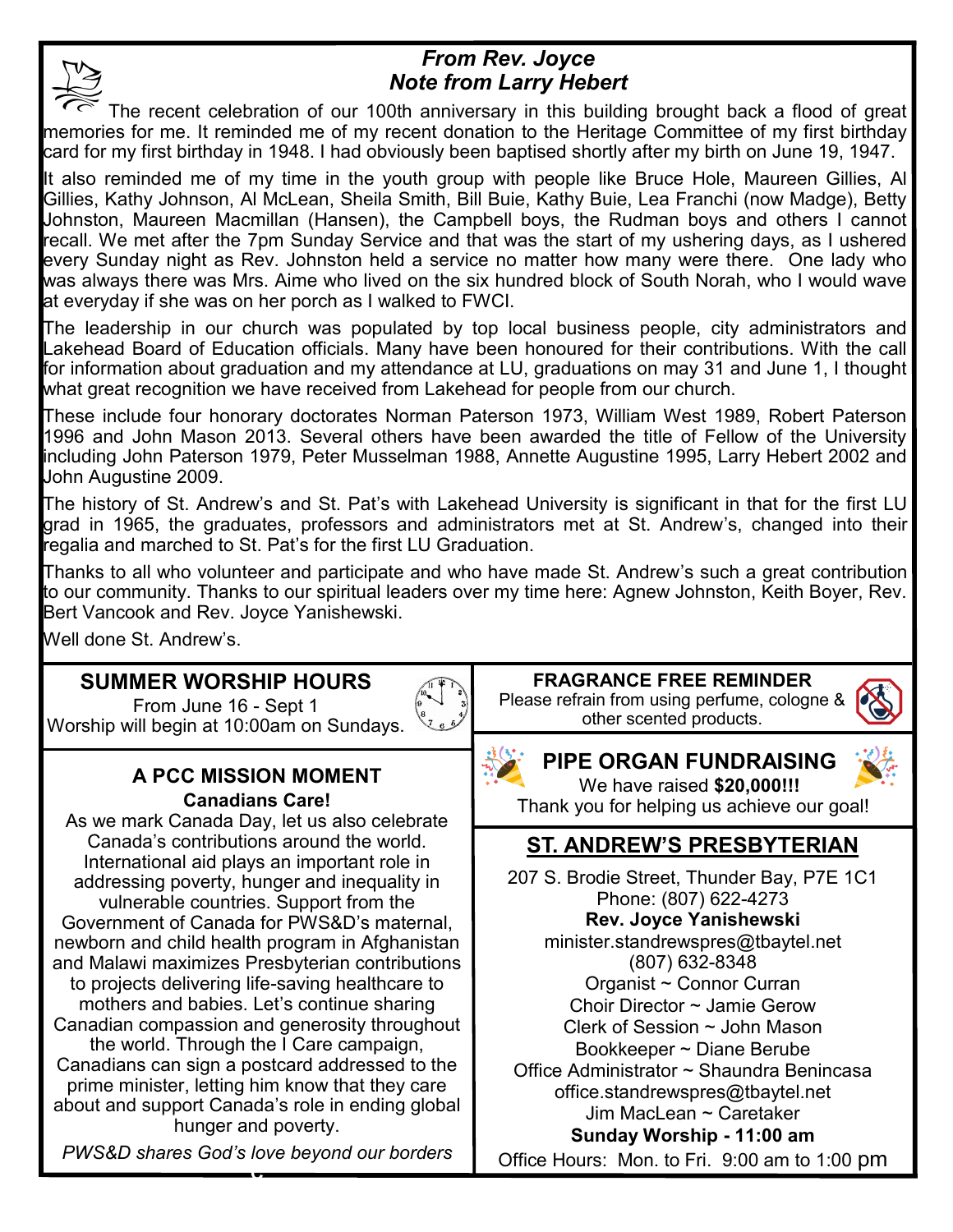## *From Rev. Joyce*
## *Note from Larry Hebert*

The recent celebration of our 100th anniversary in this building brought back a flood of great memories for me. It reminded me of my recent donation to the Heritage Committee of my first birthday card for my first birthday in 1948. I had obviously been baptised shortly after my birth on June 19, 1947.

It also reminded me of my time in the youth group with people like Bruce Hole, Maureen Gillies, Al Gillies, Kathy Johnson, Al McLean, Sheila Smith, Bill Buie, Kathy Buie, Lea Franchi (now Madge), Betty Johnston, Maureen Macmillan (Hansen), the Campbell boys, the Rudman boys and others I cannot recall. We met after the 7pm Sunday Service and that was the start of my ushering days, as I ushered every Sunday night as Rev. Johnston held a service no matter how many were there. One lady who was always there was Mrs. Aime who lived on the six hundred block of South Norah, who I would wave at everyday if she was on her porch as I walked to FWCI.

The leadership in our church was populated by top local business people, city administrators and Lakehead Board of Education officials. Many have been honoured for their contributions. With the call for information about graduation and my attendance at LU, graduations on may 31 and June 1, I thought what great recognition we have received from Lakehead for people from our church.

These include four honorary doctorates Norman Paterson 1973, William West 1989, Robert Paterson 1996 and John Mason 2013. Several others have been awarded the title of Fellow of the University including John Paterson 1979, Peter Musselman 1988, Annette Augustine 1995, Larry Hebert 2002 and John Augustine 2009.

The history of St. Andrew's and St. Pat's with Lakehead University is significant in that for the first LU grad in 1965, the graduates, professors and administrators met at St. Andrew's, changed into their regalia and marched to St. Pat's for the first LU Graduation.

Thanks to all who volunteer and participate and who have made St. Andrew's such a great contribution to our community. Thanks to our spiritual leaders over my time here: Agnew Johnston, Keith Boyer, Rev. Bert Vancook and Rev. Joyce Yanishewski.

Well done St. Andrew's.

### SUMMER WORSHIP HOURS

From June 16 - Sept 1
Worship will begin at 10:00am on Sundays.

### A PCC MISSION MOMENT

**Canadians Care!**

As we mark Canada Day, let us also celebrate Canada's contributions around the world. International aid plays an important role in addressing poverty, hunger and inequality in vulnerable countries. Support from the Government of Canada for PWS&D's maternal, newborn and child health program in Afghanistan and Malawi maximizes Presbyterian contributions to projects delivering life-saving healthcare to mothers and babies. Let's continue sharing Canadian compassion and generosity throughout the world. Through the I Care campaign, Canadians can sign a postcard addressed to the prime minister, letting him know that they care about and support Canada's role in ending global hunger and poverty.

*PWS&D shares God's love beyond our borders*

### FRAGRANCE FREE REMINDER

Please refrain from using perfume, cologne & other scented products.

### PIPE ORGAN FUNDRAISING

We have raised **$20,000!!!**
Thank you for helping us achieve our goal!

### ST. ANDREW'S PRESBYTERIAN

207 S. Brodie Street, Thunder Bay, P7E 1C1
Phone: (807) 622-4273
**Rev. Joyce Yanishewski**
minister.standrewspres@tbaytel.net
(807) 632-8348
Organist ~ Connor Curran
Choir Director ~ Jamie Gerow
Clerk of Session ~ John Mason
Bookkeeper ~ Diane Berube
Office Administrator ~ Shaundra Benincasa
office.standrewspres@tbaytel.net
Jim MacLean ~ Caretaker
**Sunday Worship - 11:00 am**
Office Hours: Mon. to Fri. 9:00 am to 1:00 pm